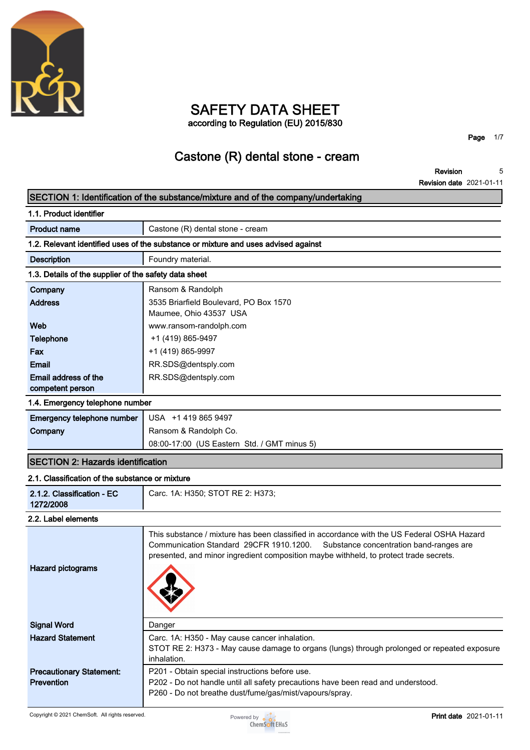# SAFETY DATA SHEET

according to Regulation (EU) 2015/830

## Castone (R) dental stone - cream

**Revision** 5

**Revision date** 2021-01-11

## SECTION 1: Identification of the substance/mixture and of the company/undertaking

### 1.1. Product identifier

| | |
|---|---|
| **Product name** | Castone (R) dental stone - cream |

### 1.2. Relevant identified uses of the substance or mixture and uses advised against

| | |
|---|---|
| **Description** | Foundry material. |

### 1.3. Details of the supplier of the safety data sheet

| | |
|---|---|
| **Company** | Ransom & Randolph |
| **Address** | 3535 Briarfield Boulevard, PO Box 1570<br>Maumee, Ohio 43537 USA |
| **Web** | www.ransom-randolph.com |
| **Telephone** | +1 (419) 865-9497 |
| **Fax** | +1 (419) 865-9997 |
| **Email** | RR.SDS@dentsply.com |
| **Email address of the competent person** | RR.SDS@dentsply.com |

### 1.4. Emergency telephone number

| | |
|---|---|
| **Emergency telephone number** | USA +1 419 865 9497 |
| **Company** | Ransom & Randolph Co.<br>08:00-17:00 (US Eastern Std. / GMT minus 5) |

## SECTION 2: Hazards identification

### 2.1. Classification of the substance or mixture

| | |
|---|---|
| **2.1.2. Classification - EC 1272/2008** | Carc. 1A: H350; STOT RE 2: H373; |

### 2.2. Label elements

| | |
|---|---|
| **Hazard pictograms** | This substance / mixture has been classified in accordance with the US Federal OSHA Hazard Communication Standard 29CFR 1910.1200. Substance concentration band-ranges are presented, and minor ingredient composition maybe withheld, to protect trade secrets. |
| **Signal Word** | Danger |
| **Hazard Statement** | Carc. 1A: H350 - May cause cancer inhalation.<br>STOT RE 2: H373 - May cause damage to organs (lungs) through prolonged or repeated exposure inhalation. |
| **Precautionary Statement: Prevention** | P201 - Obtain special instructions before use.<br>P202 - Do not handle until all safety precautions have been read and understood.<br>P260 - Do not breathe dust/fume/gas/mist/vapours/spray. |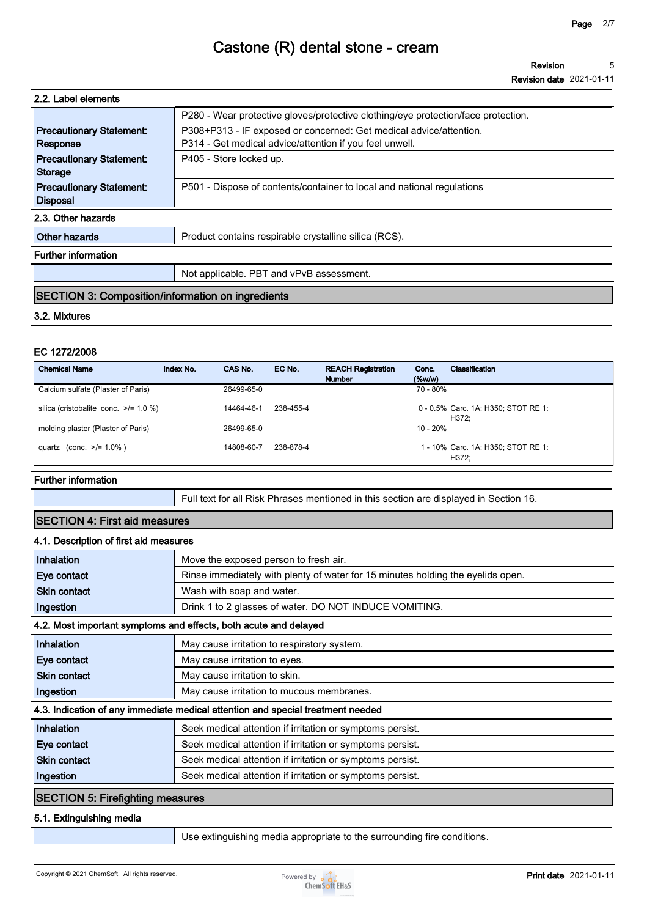### 2.2. Label elements

| | |
|---|---|
| | P280 - Wear protective gloves/protective clothing/eye protection/face protection. |
| **Precautionary Statement: Response** | P308+P313 - IF exposed or concerned: Get medical advice/attention.<br>P314 - Get medical advice/attention if you feel unwell. |
| **Precautionary Statement: Storage** | P405 - Store locked up. |
| **Precautionary Statement: Disposal** | P501 - Dispose of contents/container to local and national regulations |

### 2.3. Other hazards

| | |
|---|---|
| **Other hazards** | Product contains respirable crystalline silica (RCS). |

### Further information

| | |
|---|---|
| | Not applicable. PBT and vPvB assessment. |

## SECTION 3: Composition/information on ingredients

### 3.2. Mixtures

**EC 1272/2008**

| Chemical Name | Index No. | CAS No. | EC No. | REACH Registration Number | Conc. (%w/w) | Classification |
|---|---|---|---|---|---|---|
| Calcium sulfate (Plaster of Paris) | | 26499-65-0 | | | 70 - 80% | |
| silica (cristobalite conc. >/= 1.0 %) | | 14464-46-1 | 238-455-4 | | 0 - 0.5% | Carc. 1A: H350; STOT RE 1: H372; |
| molding plaster (Plaster of Paris) | | 26499-65-0 | | | 10 - 20% | |
| quartz (conc. >/= 1.0% ) | | 14808-60-7 | 238-878-4 | | 1 - 10% | Carc. 1A: H350; STOT RE 1: H372; |

### Further information

| | |
|---|---|
| | Full text for all Risk Phrases mentioned in this section are displayed in Section 16. |

## SECTION 4: First aid measures

### 4.1. Description of first aid measures

| | |
|---|---|
| **Inhalation** | Move the exposed person to fresh air. |
| **Eye contact** | Rinse immediately with plenty of water for 15 minutes holding the eyelids open. |
| **Skin contact** | Wash with soap and water. |
| **Ingestion** | Drink 1 to 2 glasses of water. DO NOT INDUCE VOMITING. |

### 4.2. Most important symptoms and effects, both acute and delayed

| | |
|---|---|
| **Inhalation** | May cause irritation to respiratory system. |
| **Eye contact** | May cause irritation to eyes. |
| **Skin contact** | May cause irritation to skin. |
| **Ingestion** | May cause irritation to mucous membranes. |

### 4.3. Indication of any immediate medical attention and special treatment needed

| | |
|---|---|
| **Inhalation** | Seek medical attention if irritation or symptoms persist. |
| **Eye contact** | Seek medical attention if irritation or symptoms persist. |
| **Skin contact** | Seek medical attention if irritation or symptoms persist. |
| **Ingestion** | Seek medical attention if irritation or symptoms persist. |

## SECTION 5: Firefighting measures

### 5.1. Extinguishing media

| | |
|---|---|
| | Use extinguishing media appropriate to the surrounding fire conditions. |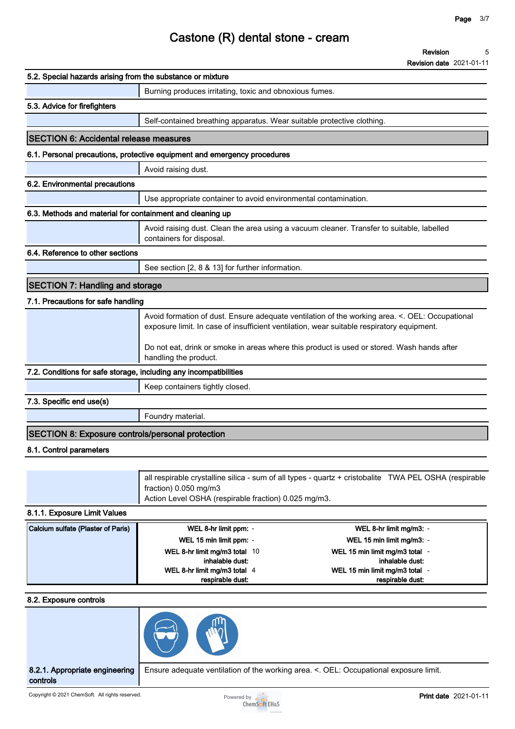#### 5.2. Special hazards arising from the substance or mixture

Burning produces irritating, toxic and obnoxious fumes.

#### 5.3. Advice for firefighters

Self-contained breathing apparatus. Wear suitable protective clothing.

## SECTION 6: Accidental release measures

#### 6.1. Personal precautions, protective equipment and emergency procedures

Avoid raising dust.

#### 6.2. Environmental precautions

Use appropriate container to avoid environmental contamination.

#### 6.3. Methods and material for containment and cleaning up

Avoid raising dust. Clean the area using a vacuum cleaner. Transfer to suitable, labelled containers for disposal.

#### 6.4. Reference to other sections

See section [2, 8 & 13] for further information.

## SECTION 7: Handling and storage

#### 7.1. Precautions for safe handling

Avoid formation of dust. Ensure adequate ventilation of the working area. <. OEL: Occupational exposure limit. In case of insufficient ventilation, wear suitable respiratory equipment.

Do not eat, drink or smoke in areas where this product is used or stored. Wash hands after handling the product.

#### 7.2. Conditions for safe storage, including any incompatibilities

Keep containers tightly closed.

#### 7.3. Specific end use(s)

Foundry material.

## SECTION 8: Exposure controls/personal protection

#### 8.1. Control parameters

all respirable crystalline silica - sum of all types - quartz + cristobalite TWA PEL OSHA (respirable fraction) 0.050 mg/m3
Action Level OSHA (respirable fraction) 0.025 mg/m3.

#### 8.1.1. Exposure Limit Values

| Calcium sulfate (Plaster of Paris) | | | | |
|---|---|---|---|---|
| | WEL 8-hr limit ppm: | - | WEL 8-hr limit mg/m3: | - |
| | WEL 15 min limit ppm: | - | WEL 15 min limit mg/m3: | - |
| | WEL 8-hr limit mg/m3 total inhalable dust: | 10 | WEL 15 min limit mg/m3 total inhalable dust: | - |
| | WEL 8-hr limit mg/m3 total respirable dust: | 4 | WEL 15 min limit mg/m3 total respirable dust: | - |

#### 8.2. Exposure controls

**8.2.1. Appropriate engineering controls**

Ensure adequate ventilation of the working area. <. OEL: Occupational exposure limit.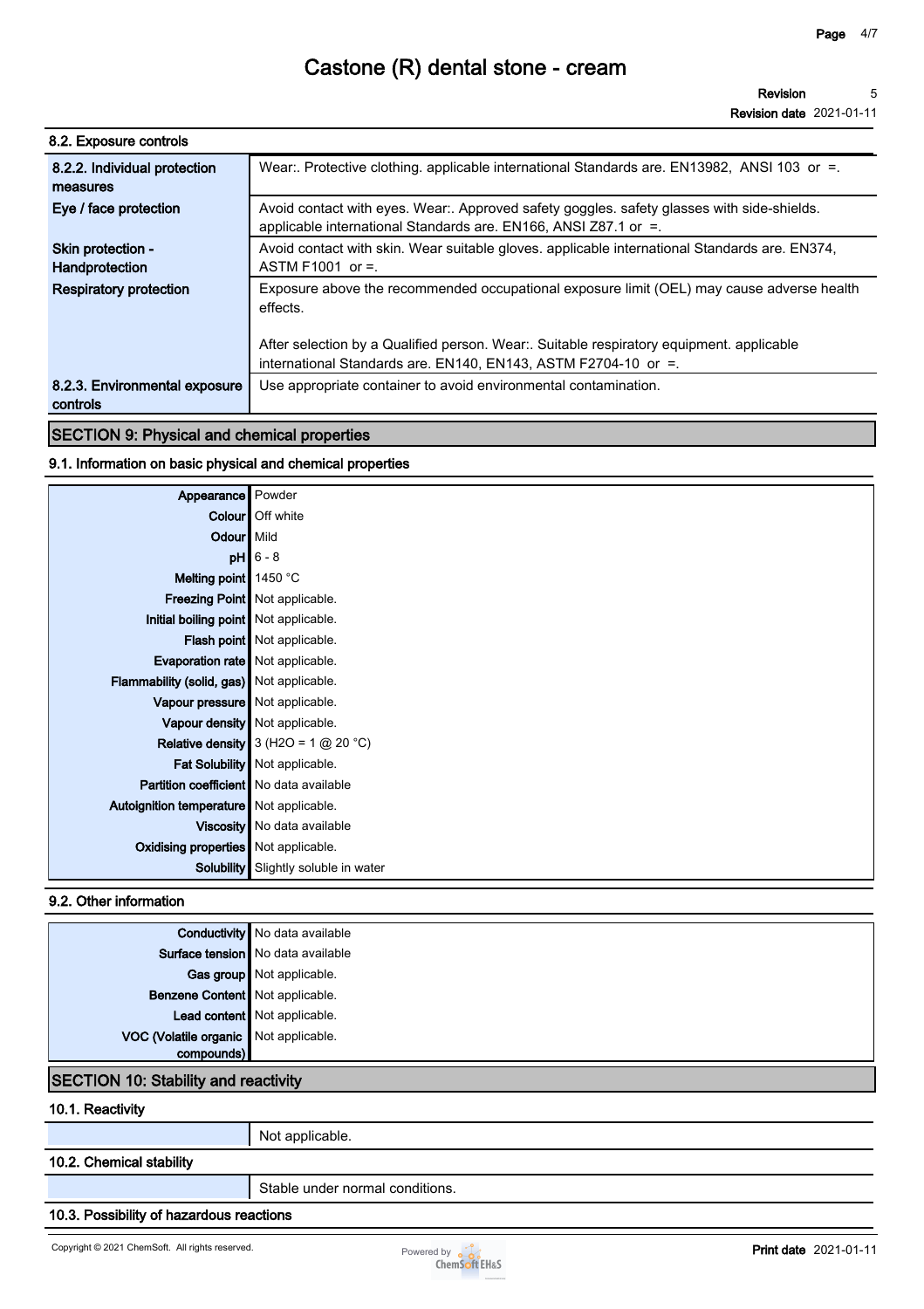### 8.2. Exposure controls

| | |
|---|---|
| **8.2.2. Individual protection measures** | Wear:. Protective clothing. applicable international Standards are. EN13982, ANSI 103 or =. |
| **Eye / face protection** | Avoid contact with eyes. Wear:. Approved safety goggles. safety glasses with side-shields. applicable international Standards are. EN166, ANSI Z87.1 or =. |
| **Skin protection - Handprotection** | Avoid contact with skin. Wear suitable gloves. applicable international Standards are. EN374, ASTM F1001 or =. |
| **Respiratory protection** | Exposure above the recommended occupational exposure limit (OEL) may cause adverse health effects.<br><br>After selection by a Qualified person. Wear:. Suitable respiratory equipment. applicable international Standards are. EN140, EN143, ASTM F2704-10 or =. |
| **8.2.3. Environmental exposure controls** | Use appropriate container to avoid environmental contamination. |

## SECTION 9: Physical and chemical properties

### 9.1. Information on basic physical and chemical properties

| | |
|---|---|
| **Appearance** | Powder |
| **Colour** | Off white |
| **Odour** | Mild |
| **pH** | 6 - 8 |
| **Melting point** | 1450 °C |
| **Freezing Point** | Not applicable. |
| **Initial boiling point** | Not applicable. |
| **Flash point** | Not applicable. |
| **Evaporation rate** | Not applicable. |
| **Flammability (solid, gas)** | Not applicable. |
| **Vapour pressure** | Not applicable. |
| **Vapour density** | Not applicable. |
| **Relative density** | 3 ($H_2O$ = 1 @ 20 °C) |
| **Fat Solubility** | Not applicable. |
| **Partition coefficient** | No data available |
| **Autoignition temperature** | Not applicable. |
| **Viscosity** | No data available |
| **Oxidising properties** | Not applicable. |
| **Solubility** | Slightly soluble in water |

### 9.2. Other information

| | |
|---|---|
| **Conductivity** | No data available |
| **Surface tension** | No data available |
| **Gas group** | Not applicable. |
| **Benzene Content** | Not applicable. |
| **Lead content** | Not applicable. |
| **VOC (Volatile organic compounds)** | Not applicable. |

## SECTION 10: Stability and reactivity

### 10.1. Reactivity

Not applicable.

### 10.2. Chemical stability

Stable under normal conditions.

### 10.3. Possibility of hazardous reactions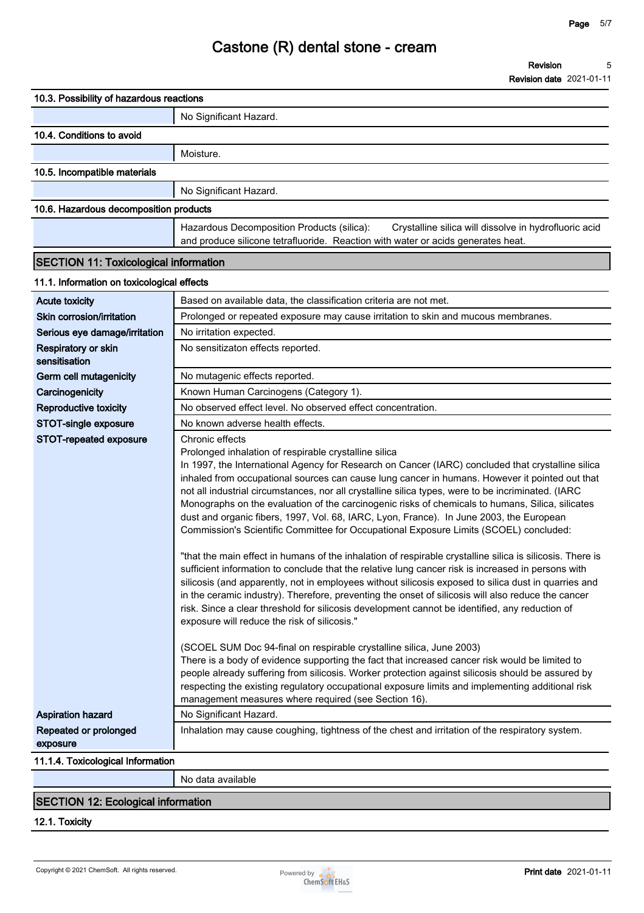### 10.3. Possibility of hazardous reactions

| | |
|---|---|
| | No Significant Hazard. |

### 10.4. Conditions to avoid

| | |
|---|---|
| | Moisture. |

### 10.5. Incompatible materials

| | |
|---|---|
| | No Significant Hazard. |

### 10.6. Hazardous decomposition products

| | |
|---|---|
| | Hazardous Decomposition Products (silica): Crystalline silica will dissolve in hydrofluoric acid and produce silicone tetrafluoride. Reaction with water or acids generates heat. |

## SECTION 11: Toxicological information

### 11.1. Information on toxicological effects

| | |
|---|---|
| **Acute toxicity** | Based on available data, the classification criteria are not met. |
| **Skin corrosion/irritation** | Prolonged or repeated exposure may cause irritation to skin and mucous membranes. |
| **Serious eye damage/irritation** | No irritation expected. |
| **Respiratory or skin sensitisation** | No sensitizaton effects reported. |
| **Germ cell mutagenicity** | No mutagenic effects reported. |
| **Carcinogenicity** | Known Human Carcinogens (Category 1). |
| **Reproductive toxicity** | No observed effect level. No observed effect concentration. |
| **STOT-single exposure** | No known adverse health effects. |
| **STOT-repeated exposure** | Chronic effects<br>Prolonged inhalation of respirable crystalline silica<br>In 1997, the International Agency for Research on Cancer (IARC) concluded that crystalline silica inhaled from occupational sources can cause lung cancer in humans. However it pointed out that not all industrial circumstances, nor all crystalline silica types, were to be incriminated. (IARC Monographs on the evaluation of the carcinogenic risks of chemicals to humans, Silica, silicates dust and organic fibers, 1997, Vol. 68, IARC, Lyon, France). In June 2003, the European Commission's Scientific Committee for Occupational Exposure Limits (SCOEL) concluded:<br><br>"that the main effect in humans of the inhalation of respirable crystalline silica is silicosis. There is sufficient information to conclude that the relative lung cancer risk is increased in persons with silicosis (and apparently, not in employees without silicosis exposed to silica dust in quarries and in the ceramic industry). Therefore, preventing the onset of silicosis will also reduce the cancer risk. Since a clear threshold for silicosis development cannot be identified, any reduction of exposure will reduce the risk of silicosis."<br><br>(SCOEL SUM Doc 94-final on respirable crystalline silica, June 2003)<br>There is a body of evidence supporting the fact that increased cancer risk would be limited to people already suffering from silicosis. Worker protection against silicosis should be assured by respecting the existing regulatory occupational exposure limits and implementing additional risk management measures where required (see Section 16). |
| **Aspiration hazard** | No Significant Hazard. |
| **Repeated or prolonged exposure** | Inhalation may cause coughing, tightness of the chest and irritation of the respiratory system. |

### 11.1.4. Toxicological Information

| | |
|---|---|
| | No data available |

## SECTION 12: Ecological information

### 12.1. Toxicity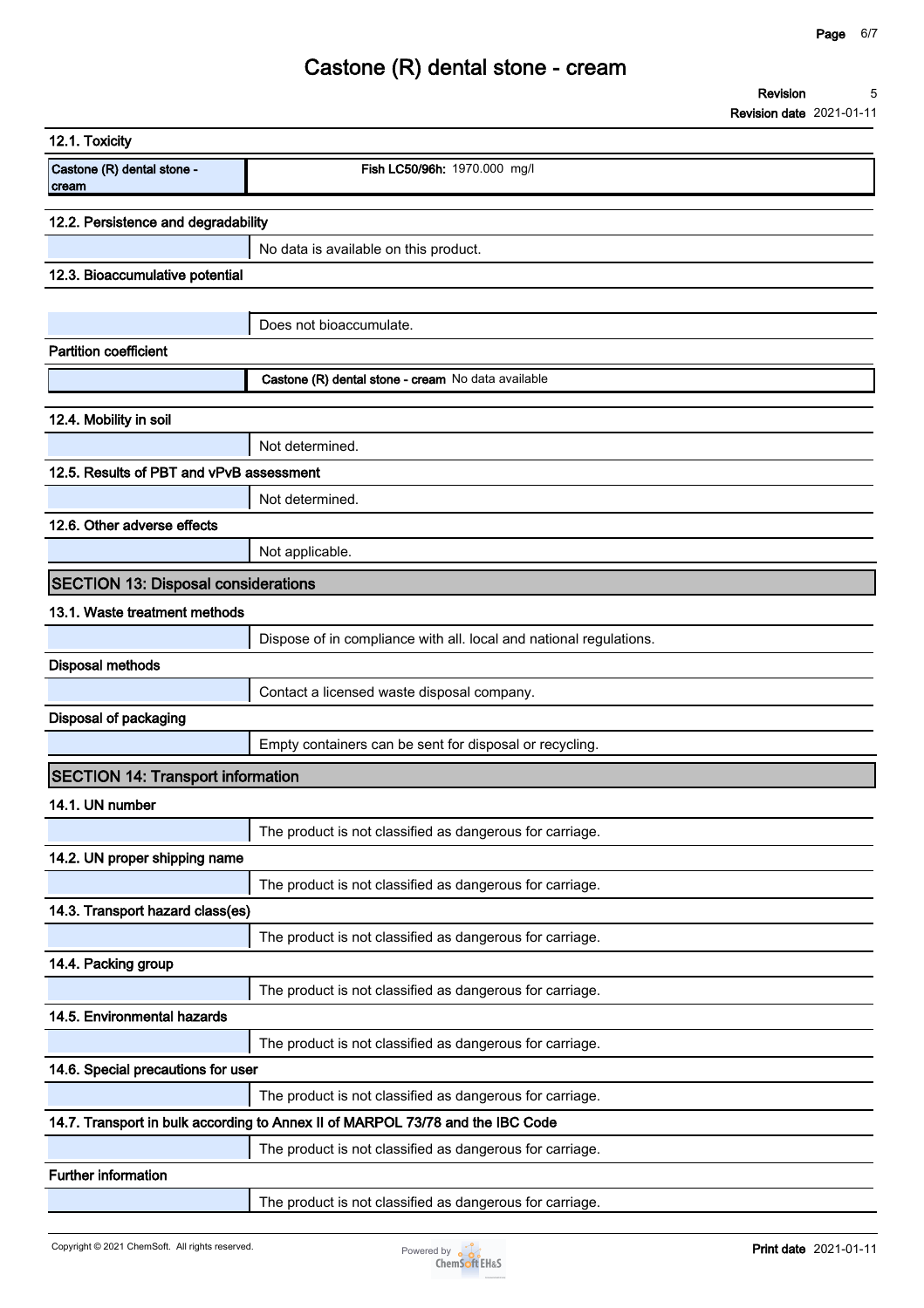#### 12.1. Toxicity

| Castone (R) dental stone - cream | **Fish LC50/96h:** 1970.000 mg/l |
|---|---|

#### 12.2. Persistence and degradability

No data is available on this product.

#### 12.3. Bioaccumulative potential

Does not bioaccumulate.

**Partition coefficient**

| | **Castone (R) dental stone - cream** No data available |
|---|---|

#### 12.4. Mobility in soil

Not determined.

#### 12.5. Results of PBT and vPvB assessment

Not determined.

#### 12.6. Other adverse effects

Not applicable.

## SECTION 13: Disposal considerations

#### 13.1. Waste treatment methods

Dispose of in compliance with all. local and national regulations.

**Disposal methods**

Contact a licensed waste disposal company.

**Disposal of packaging**

Empty containers can be sent for disposal or recycling.

## SECTION 14: Transport information

#### 14.1. UN number

The product is not classified as dangerous for carriage.

#### 14.2. UN proper shipping name

The product is not classified as dangerous for carriage.

#### 14.3. Transport hazard class(es)

The product is not classified as dangerous for carriage.

#### 14.4. Packing group

The product is not classified as dangerous for carriage.

#### 14.5. Environmental hazards

The product is not classified as dangerous for carriage.

#### 14.6. Special precautions for user

The product is not classified as dangerous for carriage.

#### 14.7. Transport in bulk according to Annex II of MARPOL 73/78 and the IBC Code

The product is not classified as dangerous for carriage.

**Further information**

The product is not classified as dangerous for carriage.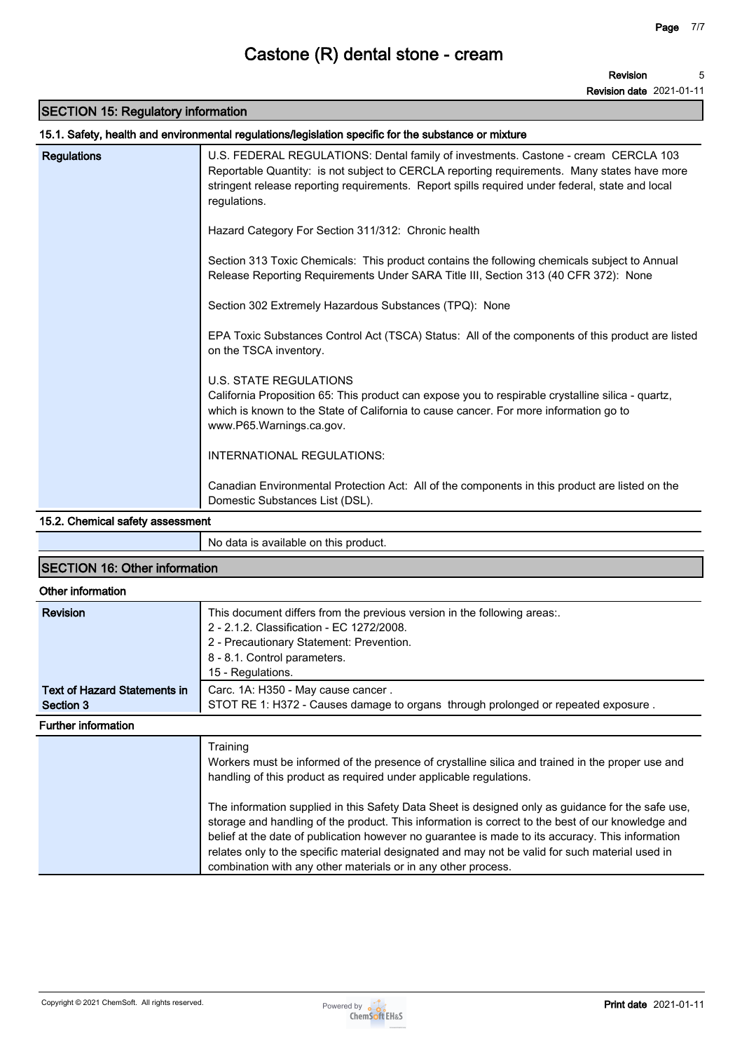## SECTION 15: Regulatory information

### 15.1. Safety, health and environmental regulations/legislation specific for the substance or mixture

| | |
|---|---|
| **Regulations** | U.S. FEDERAL REGULATIONS: Dental family of investments. Castone - cream CERCLA 103 Reportable Quantity: is not subject to CERCLA reporting requirements. Many states have more stringent release reporting requirements. Report spills required under federal, state and local regulations.<br><br>Hazard Category For Section 311/312: Chronic health<br><br>Section 313 Toxic Chemicals: This product contains the following chemicals subject to Annual Release Reporting Requirements Under SARA Title III, Section 313 (40 CFR 372): None<br><br>Section 302 Extremely Hazardous Substances (TPQ): None<br><br>EPA Toxic Substances Control Act (TSCA) Status: All of the components of this product are listed on the TSCA inventory.<br><br>U.S. STATE REGULATIONS<br>California Proposition 65: This product can expose you to respirable crystalline silica - quartz, which is known to the State of California to cause cancer. For more information go to www.P65.Warnings.ca.gov.<br><br>INTERNATIONAL REGULATIONS:<br><br>Canadian Environmental Protection Act: All of the components in this product are listed on the Domestic Substances List (DSL). |

### 15.2. Chemical safety assessment

| | |
|---|---|
| | No data is available on this product. |

## SECTION 16: Other information

### Other information

| | |
|---|---|
| **Revision** | This document differs from the previous version in the following areas:.<br>2 - 2.1.2. Classification - EC 1272/2008.<br>2 - Precautionary Statement: Prevention.<br>8 - 8.1. Control parameters.<br>15 - Regulations. |
| **Text of Hazard Statements in Section 3** | Carc. 1A: H350 - May cause cancer .<br>STOT RE 1: H372 - Causes damage to organs through prolonged or repeated exposure . |

### Further information

| | |
|---|---|
| | Training<br>Workers must be informed of the presence of crystalline silica and trained in the proper use and handling of this product as required under applicable regulations.<br><br>The information supplied in this Safety Data Sheet is designed only as guidance for the safe use, storage and handling of the product. This information is correct to the best of our knowledge and belief at the date of publication however no guarantee is made to its accuracy. This information relates only to the specific material designated and may not be valid for such material used in combination with any other materials or in any other process. |